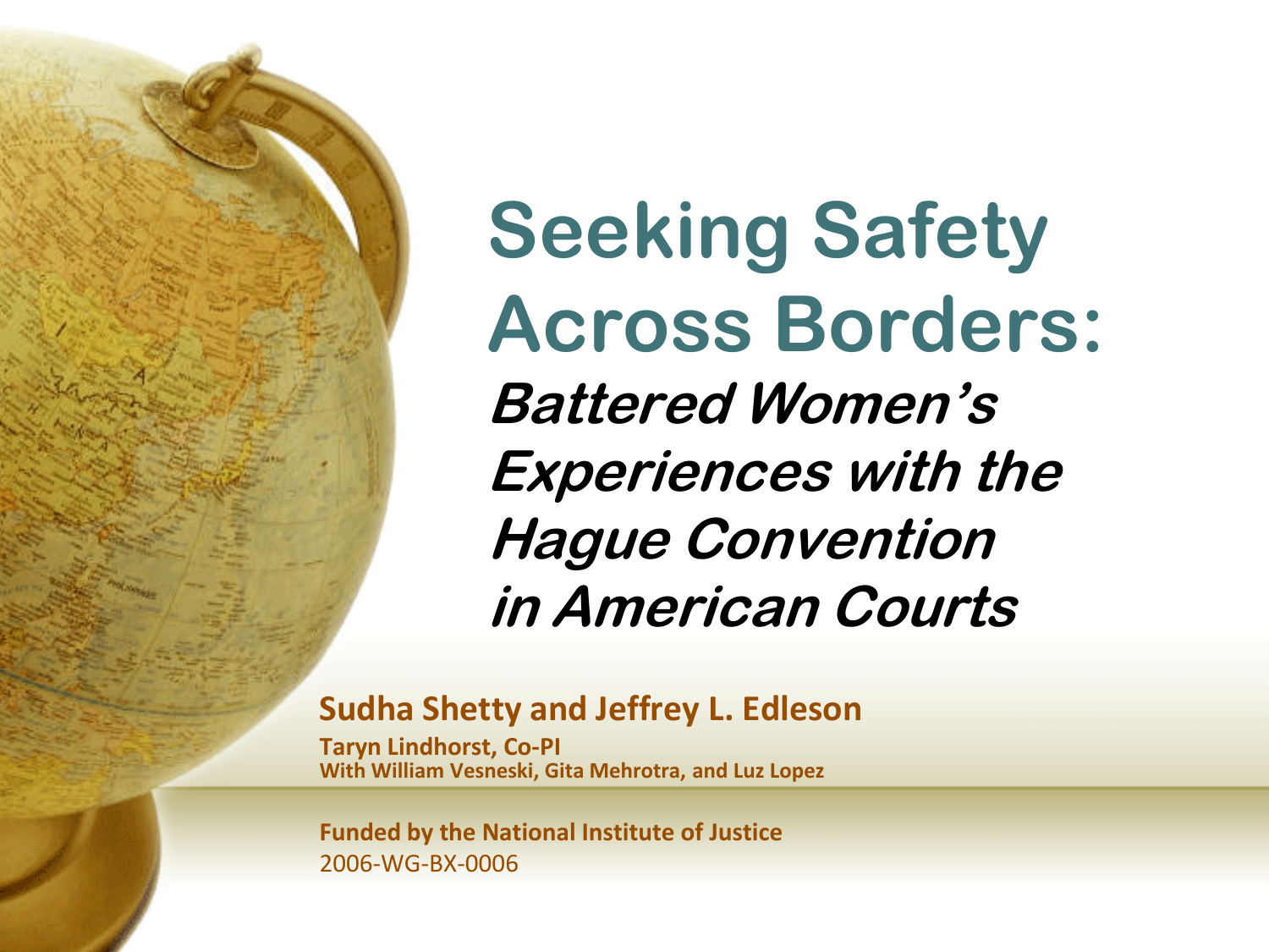# Seeking Safety Across Borders:

## *Battered Women's Experiences with the Hague Convention in American Courts*

**Sudha Shetty and Jeffrey L. Edleson**

**Taryn Lindhorst, Co-PI**

**With William Vesneski, Gita Mehrotra, and Luz Lopez**

**Funded by the National Institute of Justice**

2006-WG-BX-0006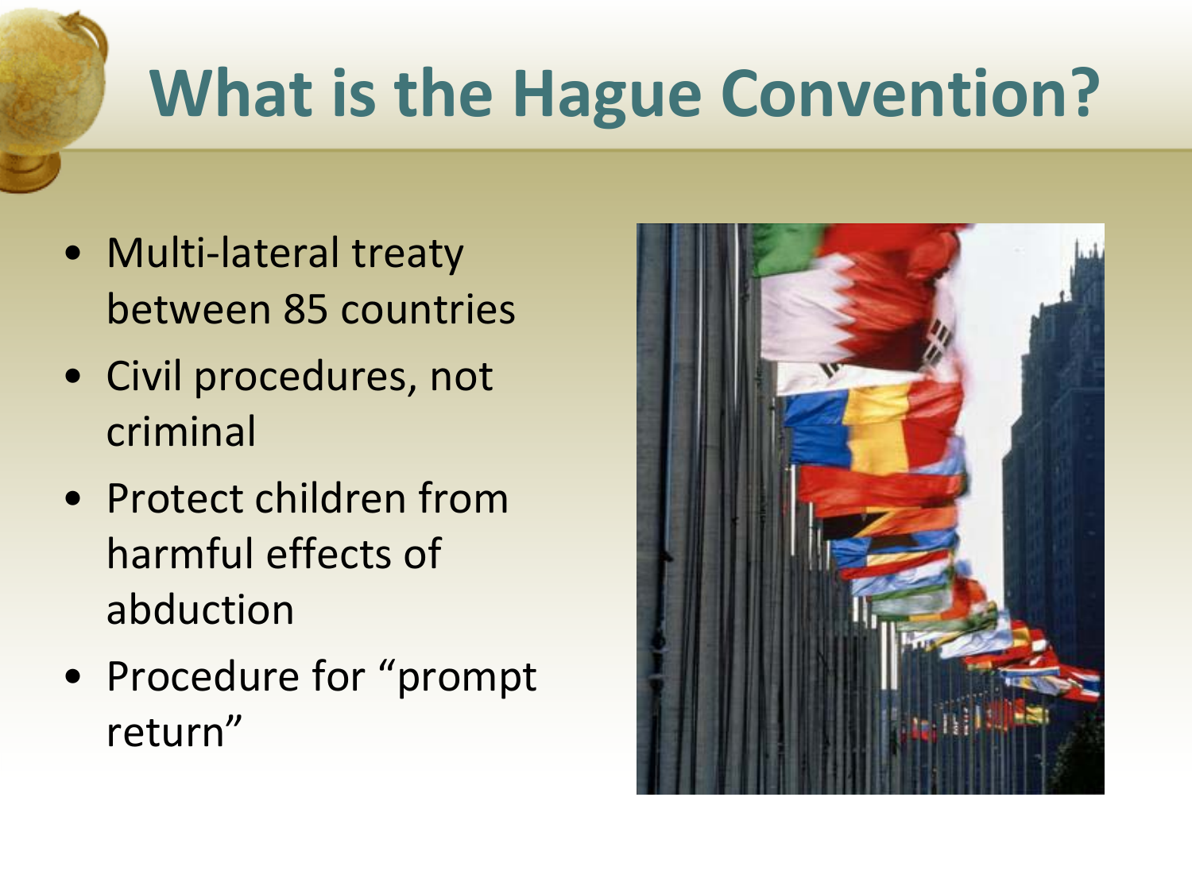# What is the Hague Convention?

- Multi-lateral treaty between 85 countries
- Civil procedures, not criminal
- Protect children from harmful effects of abduction
- Procedure for "prompt return"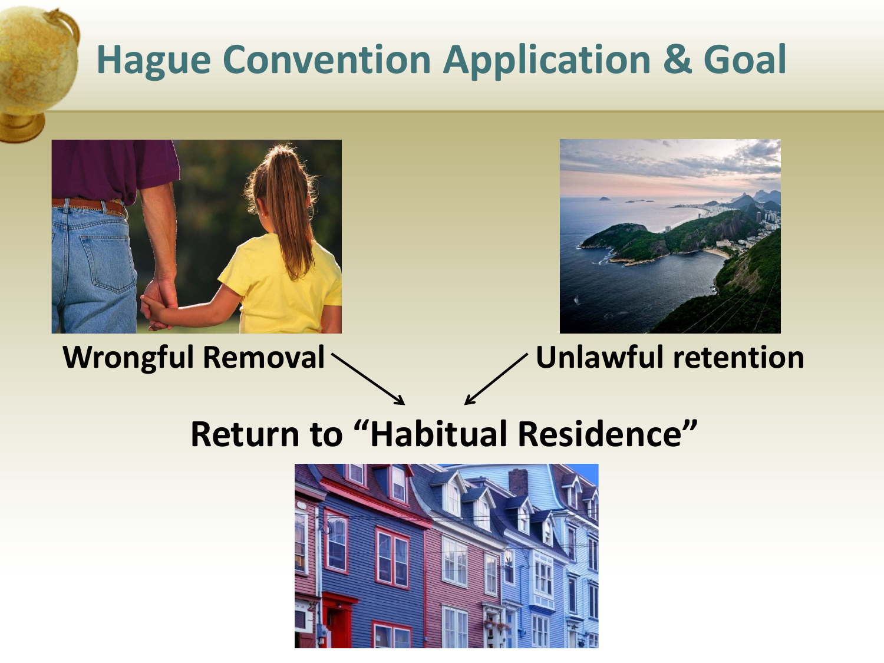# Hague Convention Application & Goal

**Wrongful Removal** → **Unlawful retention**

**Return to "Habitual Residence"**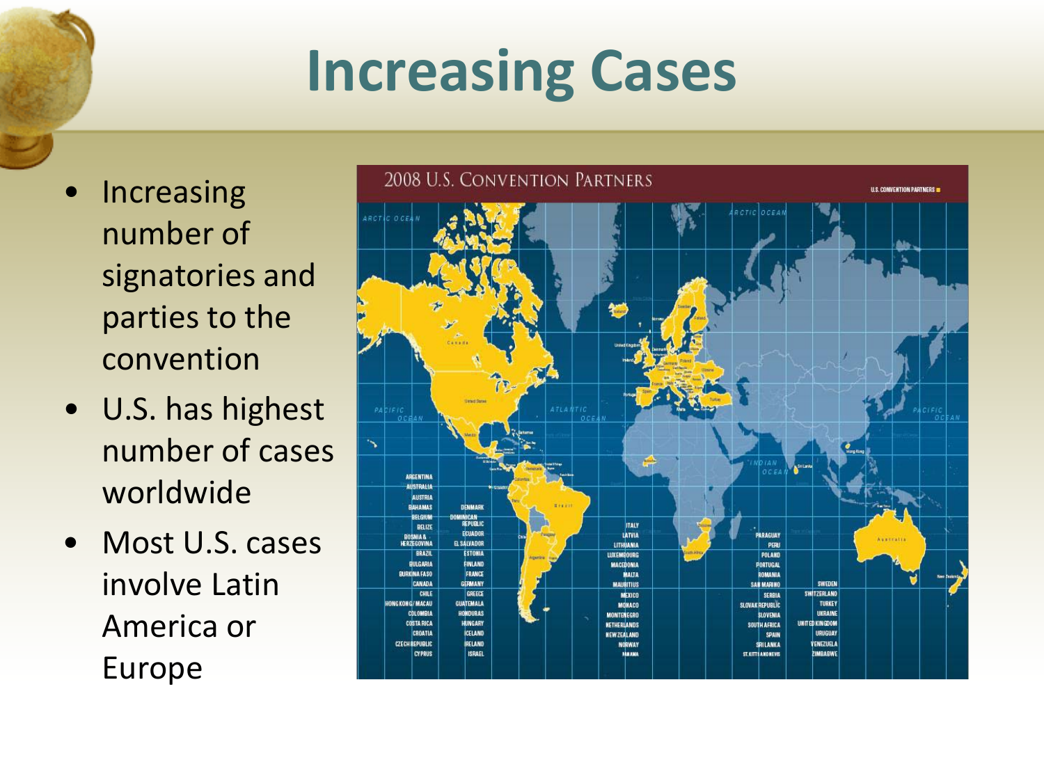# Increasing Cases

- Increasing number of signatories and parties to the convention
- U.S. has highest number of cases worldwide
- Most U.S. cases involve Latin America or Europe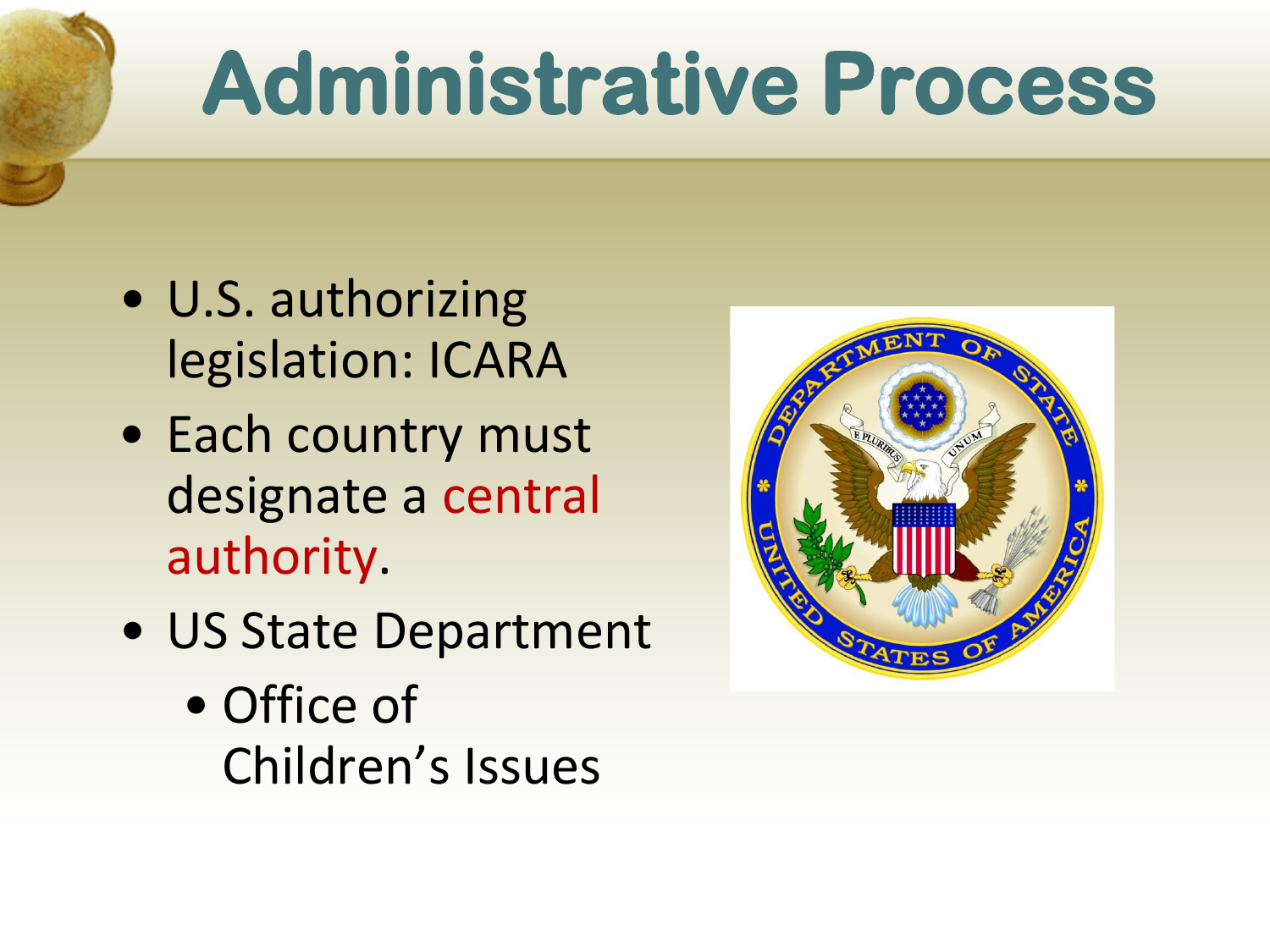# Administrative Process

- U.S. authorizing legislation: ICARA
- Each country must designate a central authority.
- US State Department
  - Office of Children's Issues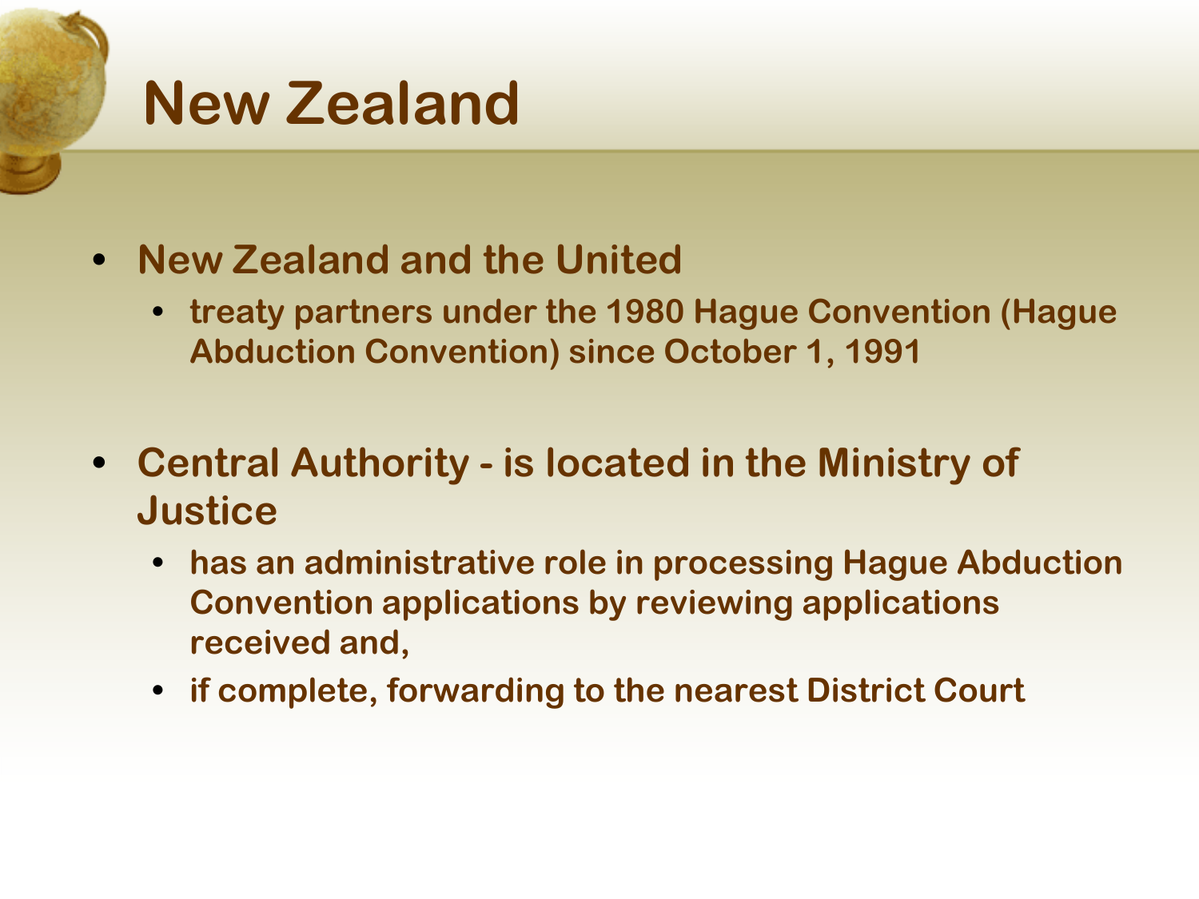# New Zealand

- New Zealand and the United
  - treaty partners under the 1980 Hague Convention (Hague Abduction Convention) since October 1, 1991
- Central Authority - is located in the Ministry of Justice
  - has an administrative role in processing Hague Abduction Convention applications by reviewing applications received and,
  - if complete, forwarding to the nearest District Court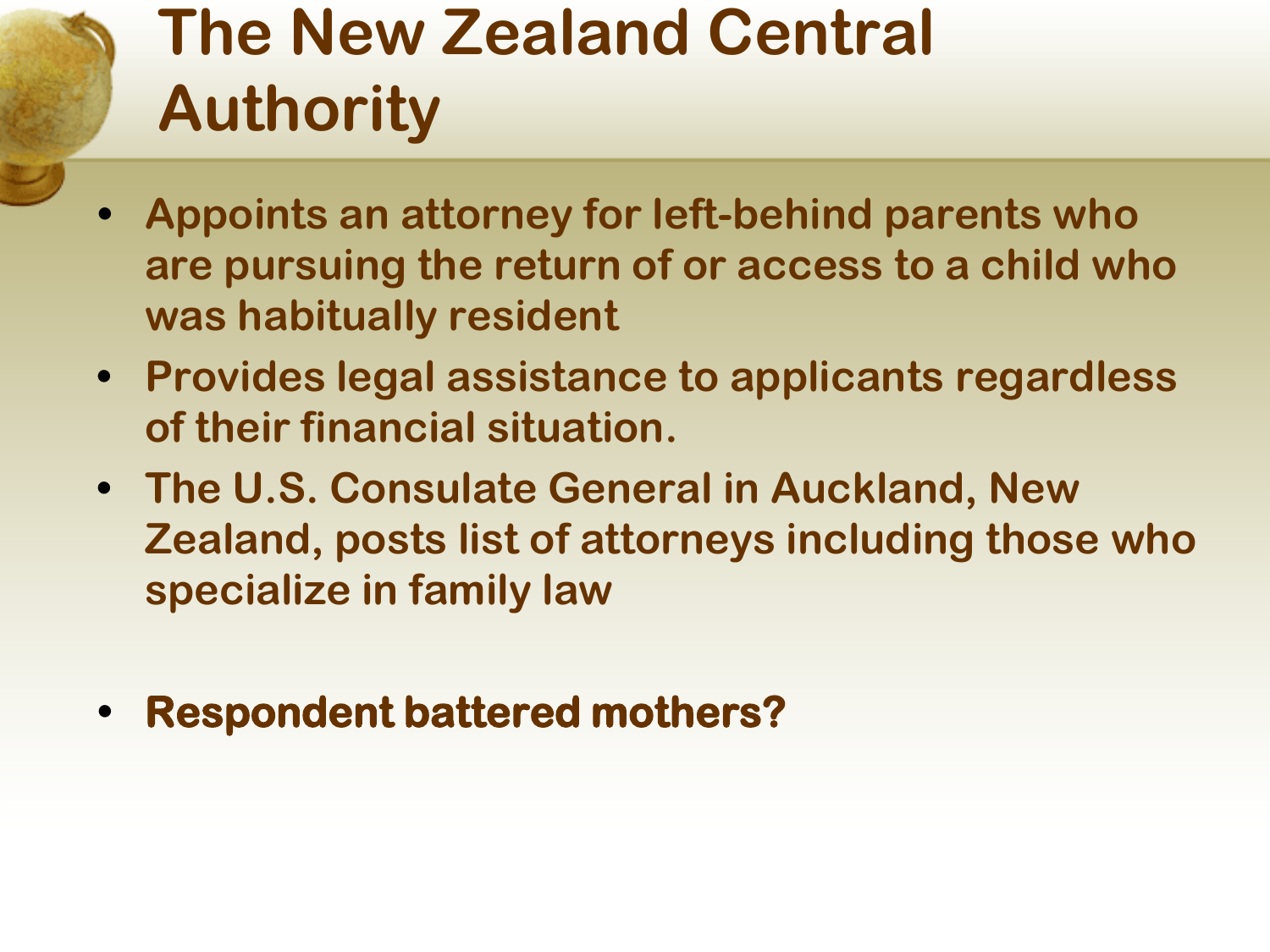# The New Zealand Central Authority

- Appoints an attorney for left-behind parents who are pursuing the return of or access to a child who was habitually resident
- Provides legal assistance to applicants regardless of their financial situation.
- The U.S. Consulate General in Auckland, New Zealand, posts list of attorneys including those who specialize in family law

- **Respondent battered mothers?**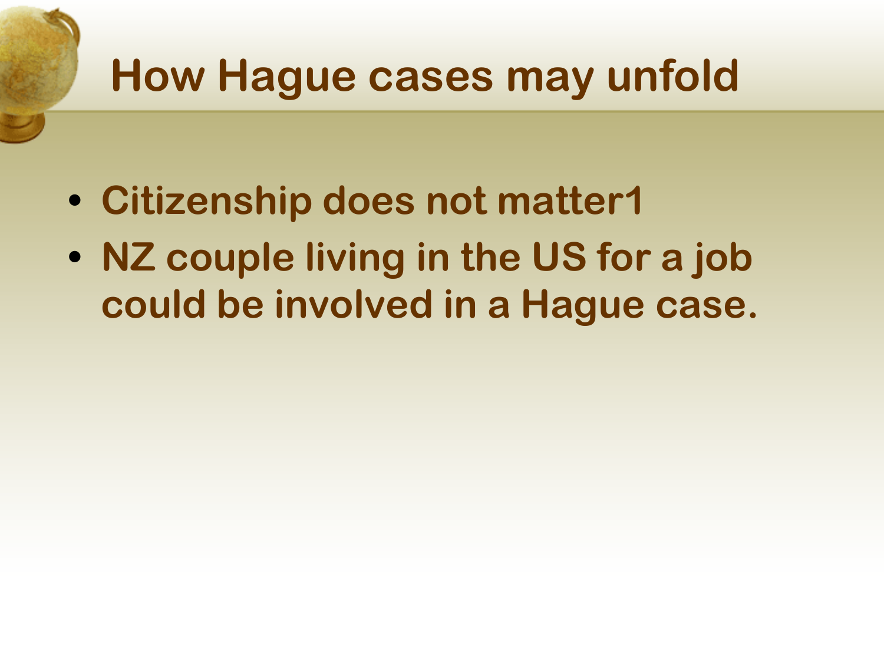# How Hague cases may unfold

- Citizenship does not matter1
- NZ couple living in the US for a job could be involved in a Hague case.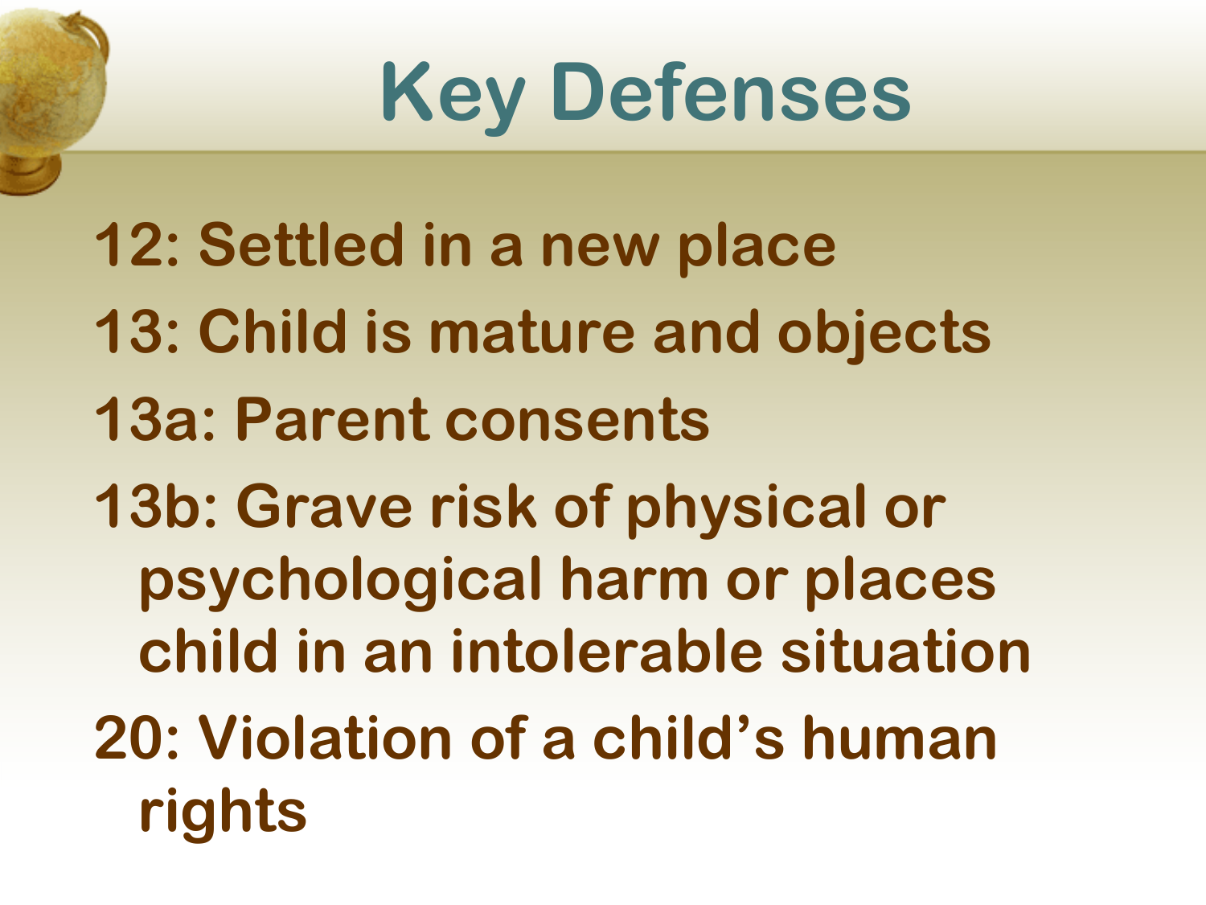# Key Defenses

- 12: Settled in a new place
- 13: Child is mature and objects
- 13a: Parent consents
- 13b: Grave risk of physical or psychological harm or places child in an intolerable situation
- 20: Violation of a child's human rights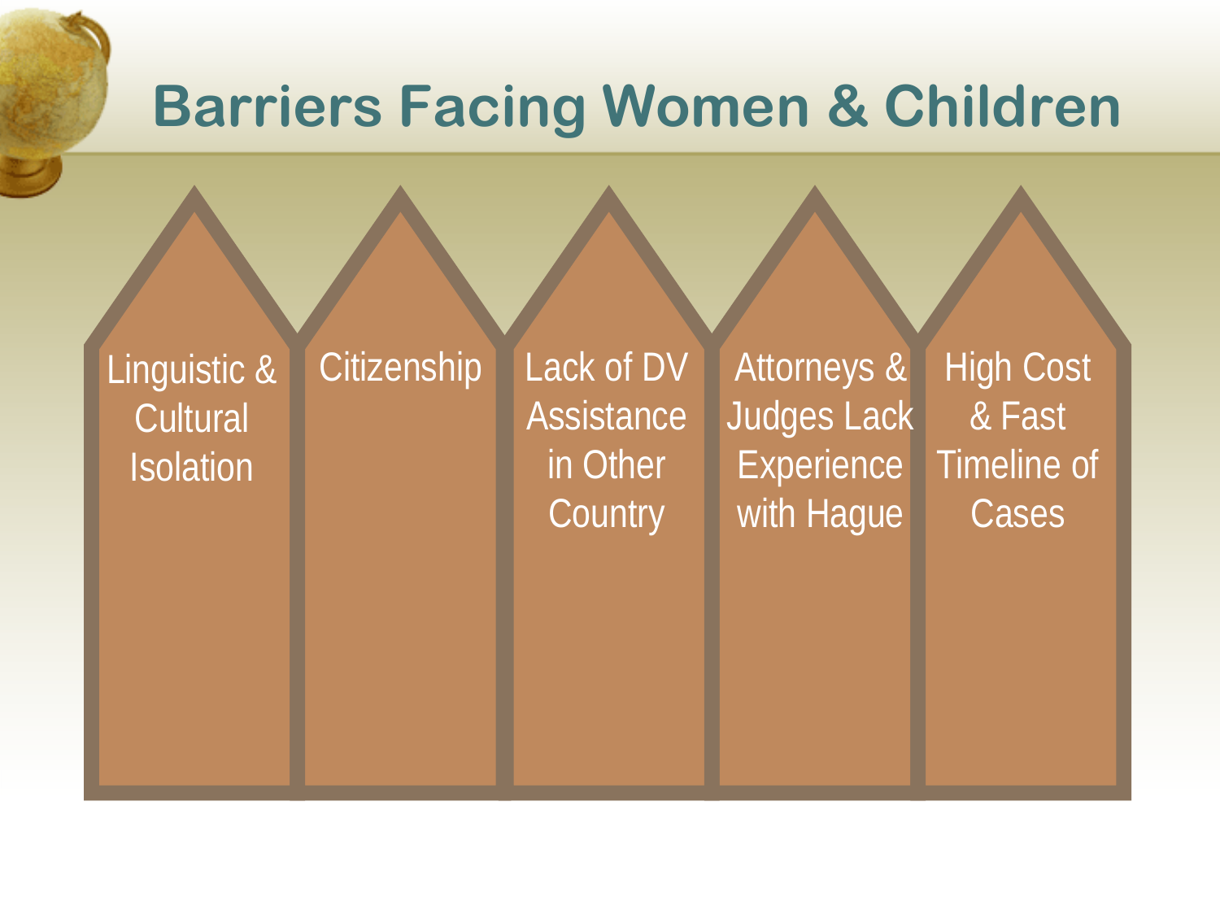# Barriers Facing Women & Children

- Linguistic & Cultural Isolation
- Citizenship
- Lack of DV Assistance in Other Country
- Attorneys & Judges Lack Experience with Hague
- High Cost & Fast Timeline of Cases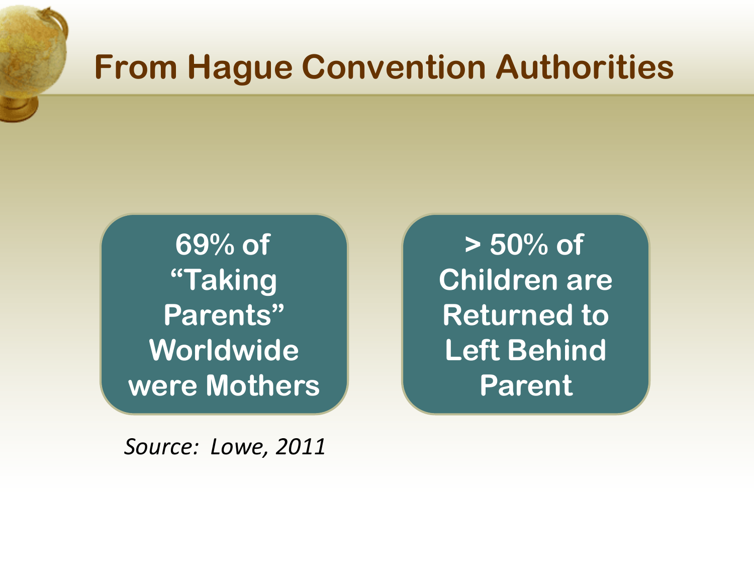# From Hague Convention Authorities

69% of "Taking Parents" Worldwide were Mothers

> 50% of Children are Returned to Left Behind Parent

*Source: Lowe, 2011*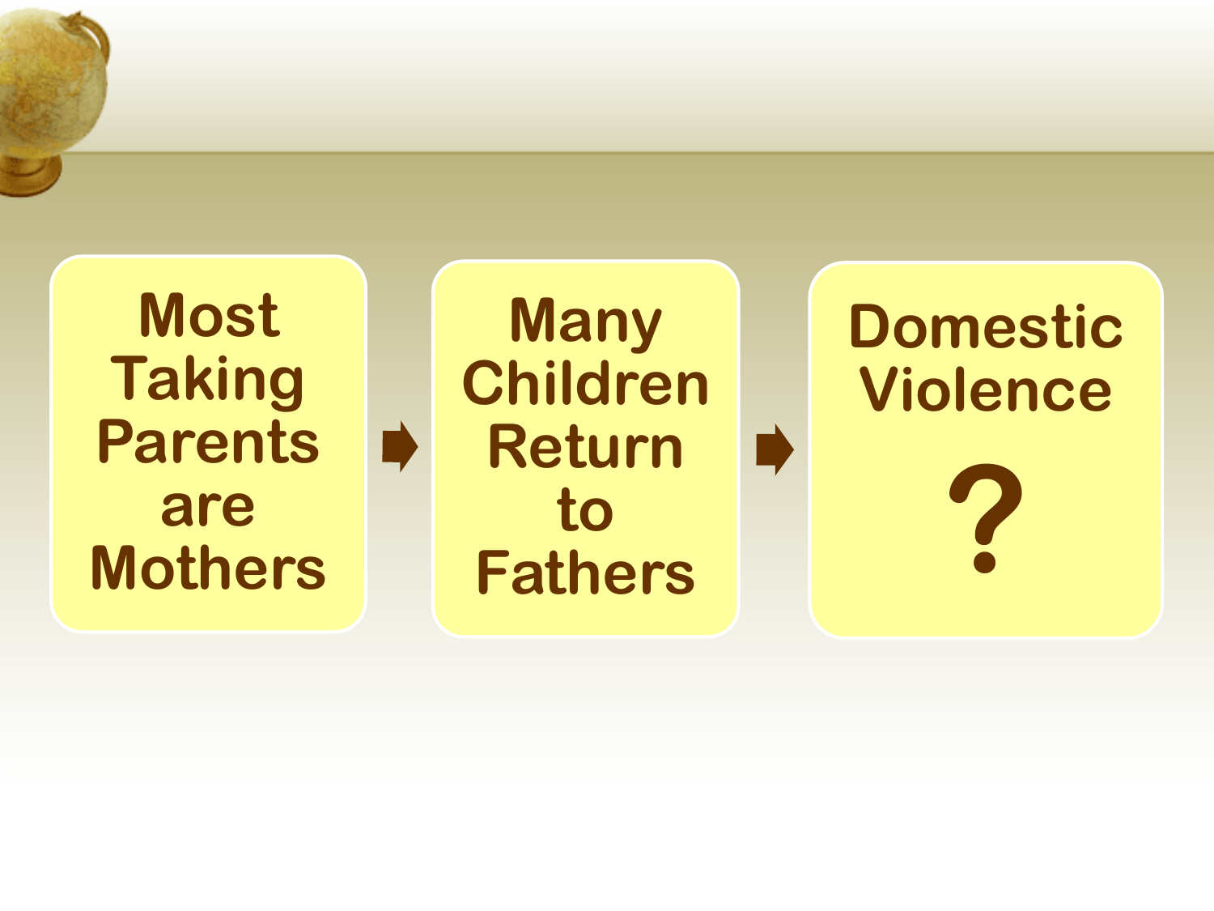Most Taking Parents are Mothers → Many Children Return to Fathers → Domestic Violence ?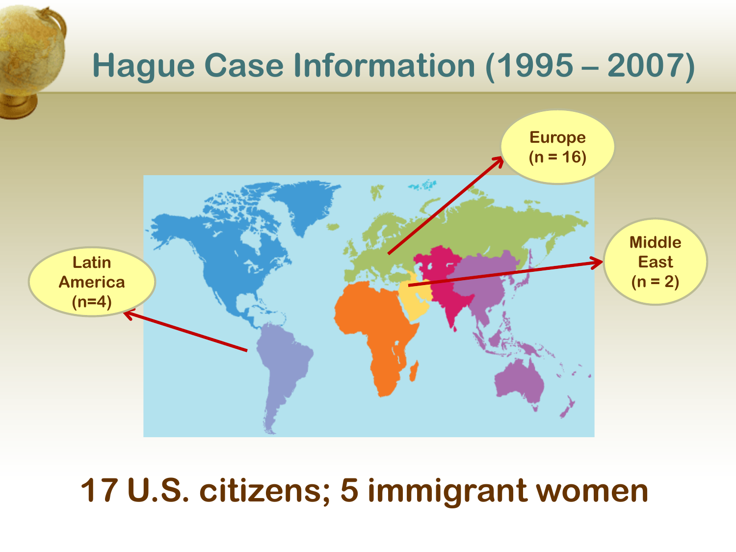# Hague Case Information (1995 – 2007)

Europe (n = 16)

Middle East (n = 2)

Latin America (n=4)

**17 U.S. citizens; 5 immigrant women**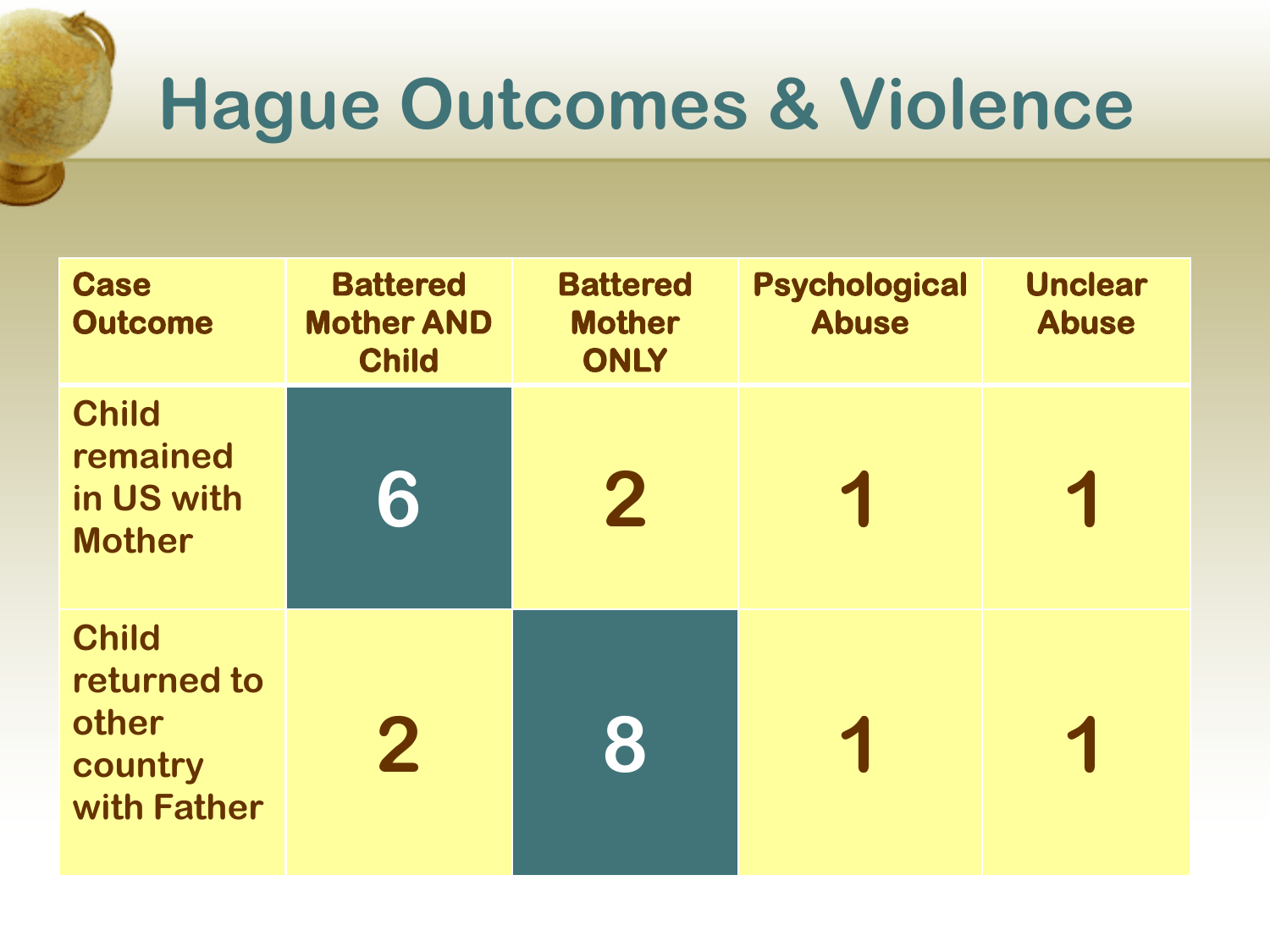# Hague Outcomes & Violence

| Case Outcome | Battered Mother AND Child | Battered Mother ONLY | Psychological Abuse | Unclear Abuse |
| --- | --- | --- | --- | --- |
| Child remained in US with Mother | 6 | 2 | 1 | 1 |
| Child returned to other country with Father | 2 | 8 | 1 | 1 |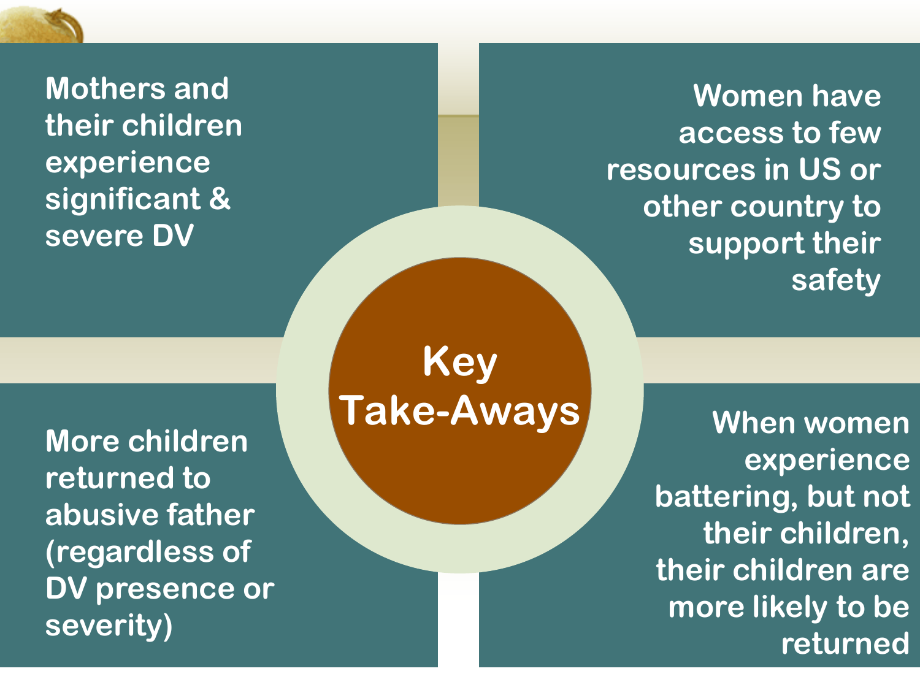# Key Take-Aways

- Mothers and their children experience significant & severe DV
- Women have access to few resources in US or other country to support their safety
- More children returned to abusive father (regardless of DV presence or severity)
- When women experience battering, but not their children, their children are more likely to be returned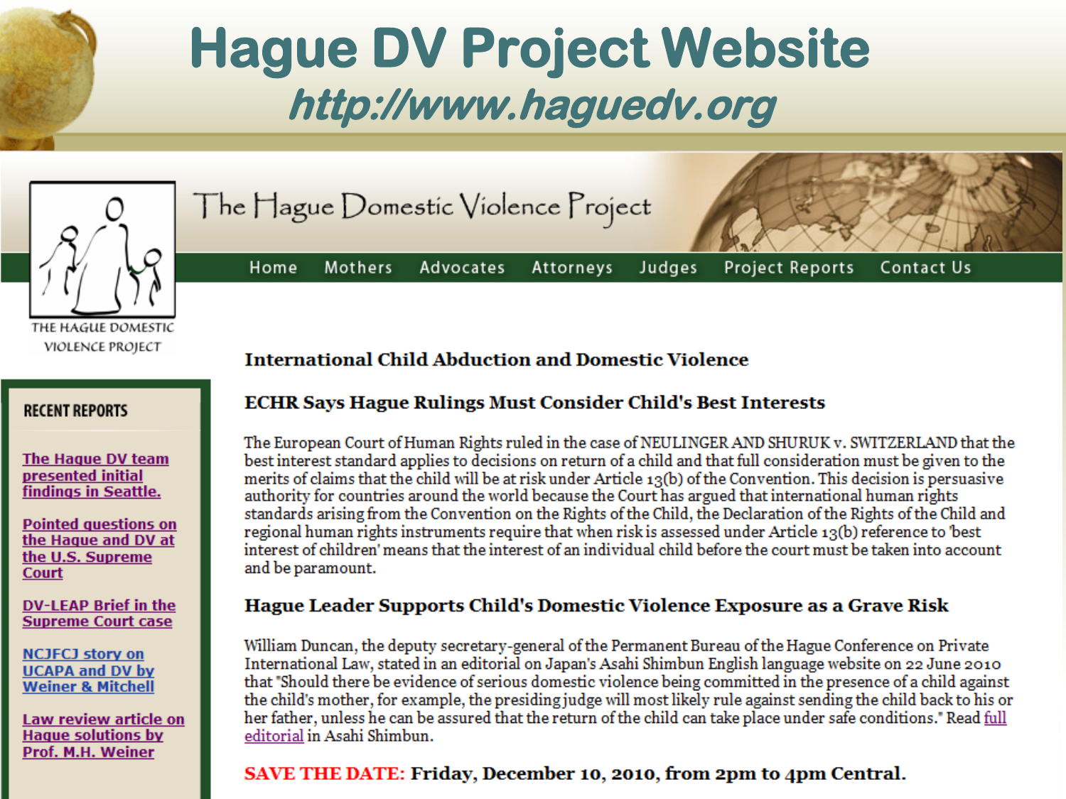# Hague DV Project Website

## *http://www.haguedv.org*

The Hague Domestic Violence Project

Home | Mothers | Advocates | Attorneys | Judges | Project Reports | Contact Us

THE HAGUE DOMESTIC VIOLENCE PROJECT

**RECENT REPORTS**

- The Hague DV team presented initial findings in Seattle.
- Pointed questions on the Hague and DV at the U.S. Supreme Court
- DV-LEAP Brief in the Supreme Court case
- NCJFCJ story on UCAPA and DV by Weiner & Mitchell
- Law review article on Hague solutions by Prof. M.H. Weiner

### International Child Abduction and Domestic Violence

### ECHR Says Hague Rulings Must Consider Child's Best Interests

The European Court of Human Rights ruled in the case of NEULINGER AND SHURUK v. SWITZERLAND that the best interest standard applies to decisions on return of a child and that full consideration must be given to the merits of claims that the child will be at risk under Article 13(b) of the Convention. This decision is persuasive authority for countries around the world because the Court has argued that international human rights standards arising from the Convention on the Rights of the Child, the Declaration of the Rights of the Child and regional human rights instruments require that when risk is assessed under Article 13(b) reference to 'best interest of children' means that the interest of an individual child before the court must be taken into account and be paramount.

### Hague Leader Supports Child's Domestic Violence Exposure as a Grave Risk

William Duncan, the deputy secretary-general of the Permanent Bureau of the Hague Conference on Private International Law, stated in an editorial on Japan's Asahi Shimbun English language website on 22 June 2010 that "Should there be evidence of serious domestic violence being committed in the presence of a child against the child's mother, for example, the presiding judge will most likely rule against sending the child back to his or her father, unless he can be assured that the return of the child can take place under safe conditions." Read full editorial in Asahi Shimbun.

**SAVE THE DATE: Friday, December 10, 2010, from 2pm to 4pm Central.**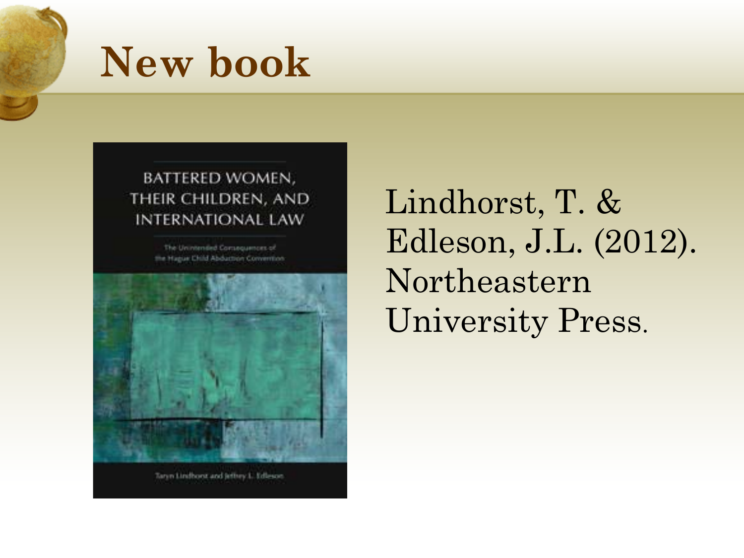# New book

BATTERED WOMEN, THEIR CHILDREN, AND INTERNATIONAL LAW

The Unintended Consequences of the Hague Child Abduction Convention

Taryn Lindhorst and Jeffrey L. Edleson

Lindhorst, T. & Edleson, J.L. (2012). Northeastern University Press.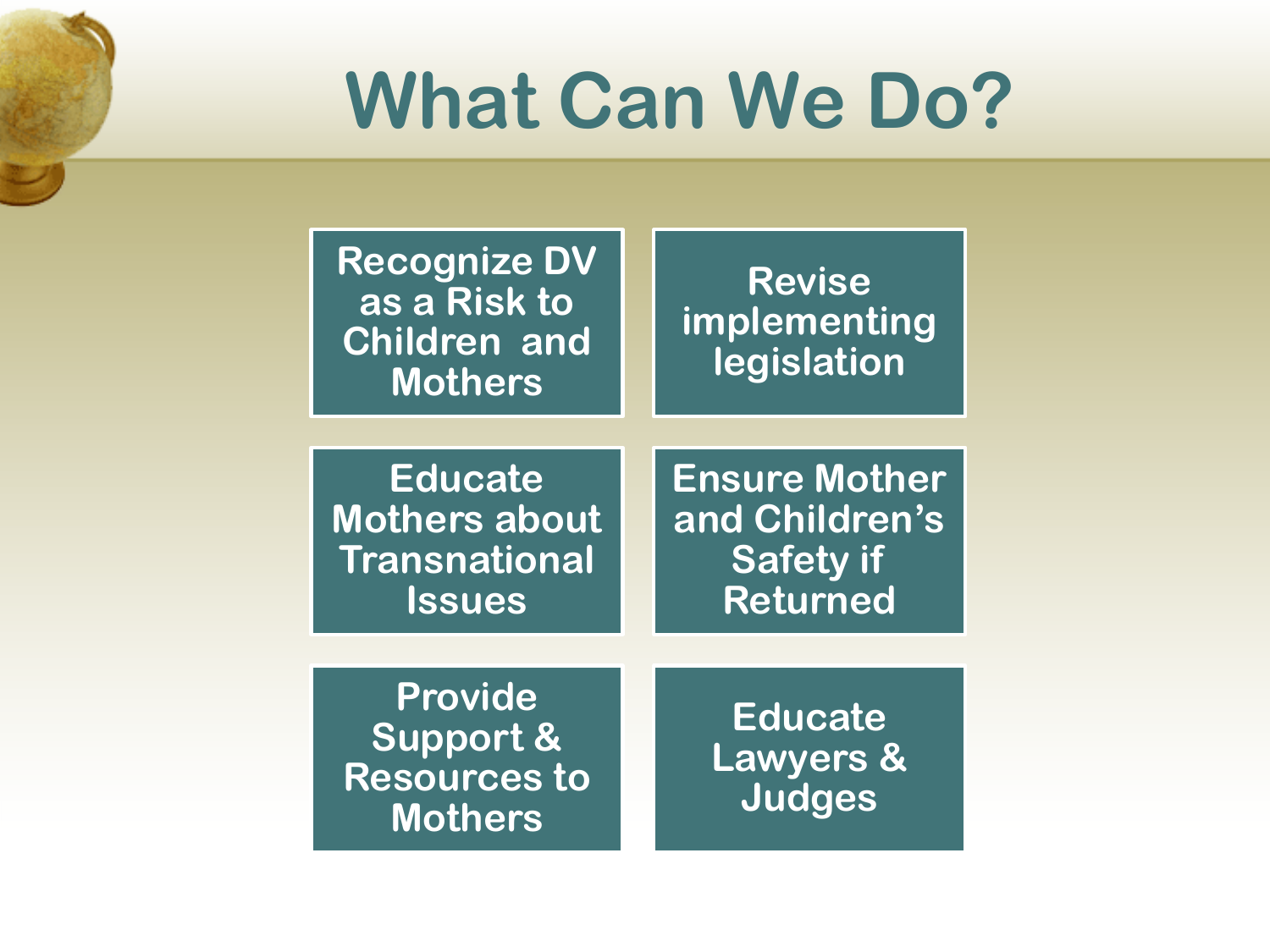# What Can We Do?

- Recognize DV as a Risk to Children and Mothers
- Revise implementing legislation
- Educate Mothers about Transnational Issues
- Ensure Mother and Children's Safety if Returned
- Provide Support & Resources to Mothers
- Educate Lawyers & Judges